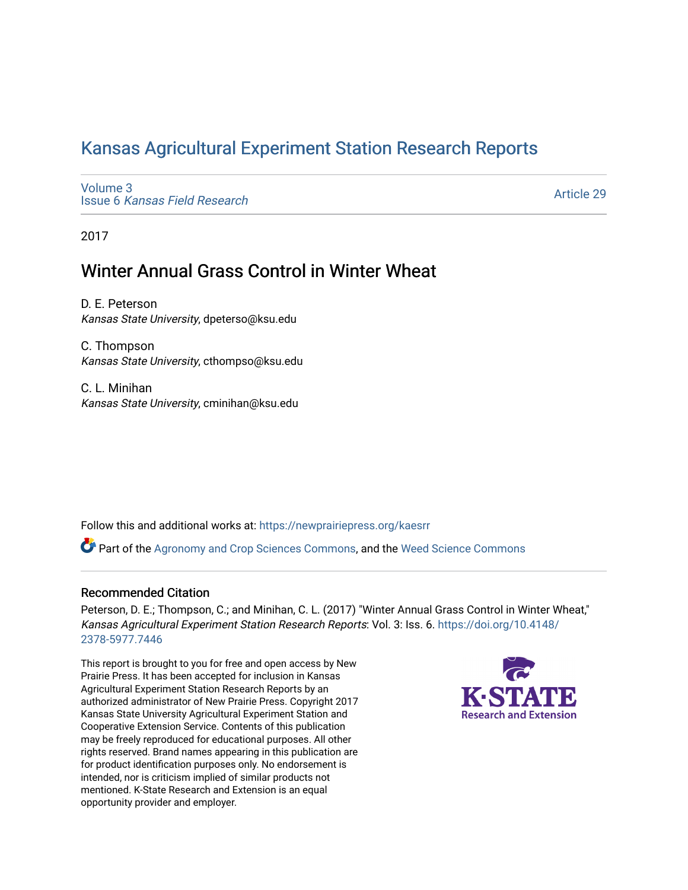# Kansas Agricultural Experiment Station Research Reports

Volume 3
Issue 6 *Kansas Field Research*

Article 29

2017

## Winter Annual Grass Control in Winter Wheat

D. E. Peterson
*Kansas State University*, dpeterso@ksu.edu

C. Thompson
*Kansas State University*, cthompso@ksu.edu

C. L. Minihan
*Kansas State University*, cminihan@ksu.edu

Follow this and additional works at: https://newprairiepress.org/kaesrr

Part of the Agronomy and Crop Sciences Commons, and the Weed Science Commons

### Recommended Citation

Peterson, D. E.; Thompson, C.; and Minihan, C. L. (2017) "Winter Annual Grass Control in Winter Wheat," *Kansas Agricultural Experiment Station Research Reports*: Vol. 3: Iss. 6. https://doi.org/10.4148/2378-5977.7446

This report is brought to you for free and open access by New Prairie Press. It has been accepted for inclusion in Kansas Agricultural Experiment Station Research Reports by an authorized administrator of New Prairie Press. Copyright 2017 Kansas State University Agricultural Experiment Station and Cooperative Extension Service. Contents of this publication may be freely reproduced for educational purposes. All other rights reserved. Brand names appearing in this publication are for product identification purposes only. No endorsement is intended, nor is criticism implied of similar products not mentioned. K-State Research and Extension is an equal opportunity provider and employer.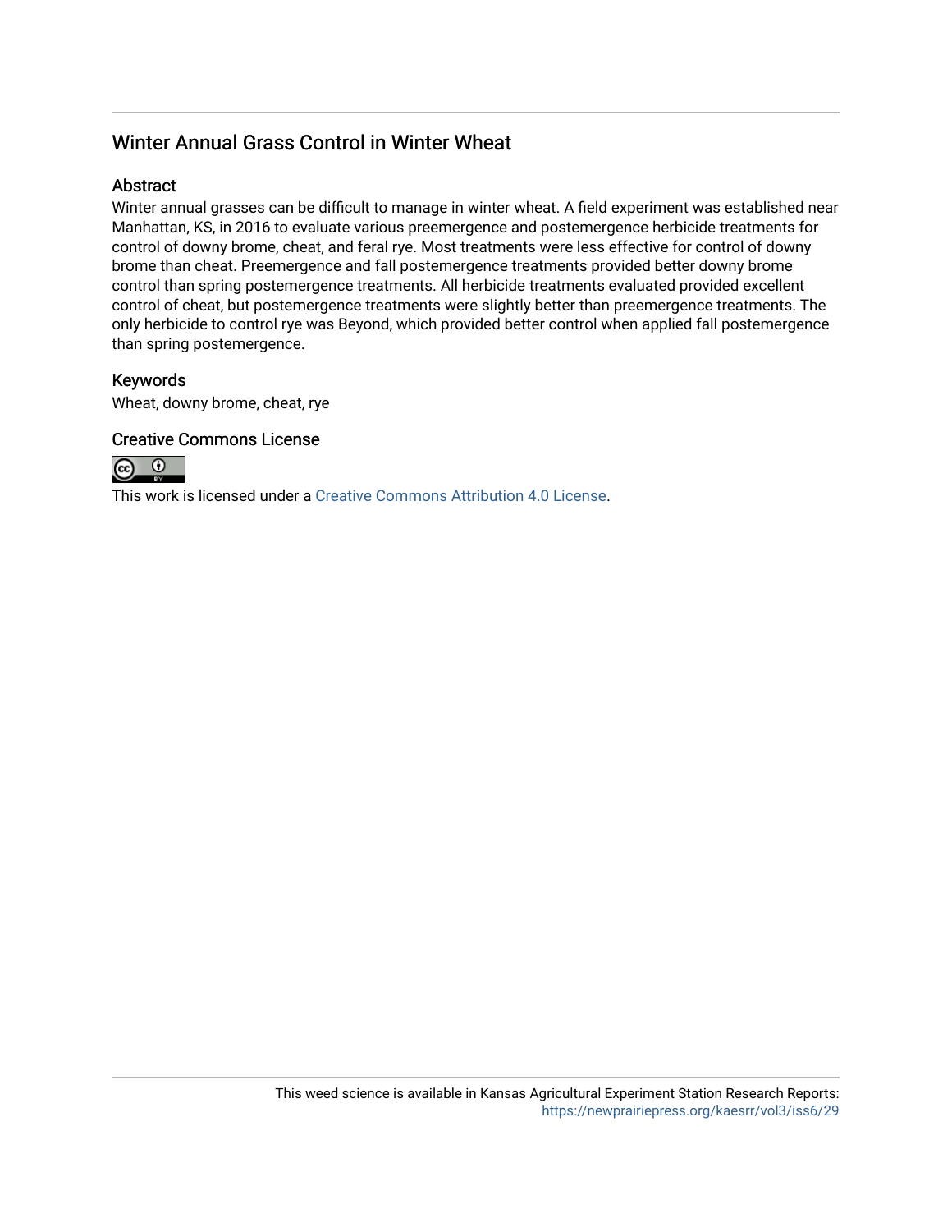## Winter Annual Grass Control in Winter Wheat

### Abstract

Winter annual grasses can be difficult to manage in winter wheat. A field experiment was established near Manhattan, KS, in 2016 to evaluate various preemergence and postemergence herbicide treatments for control of downy brome, cheat, and feral rye. Most treatments were less effective for control of downy brome than cheat. Preemergence and fall postemergence treatments provided better downy brome control than spring postemergence treatments. All herbicide treatments evaluated provided excellent control of cheat, but postemergence treatments were slightly better than preemergence treatments. The only herbicide to control rye was Beyond, which provided better control when applied fall postemergence than spring postemergence.

### Keywords

Wheat, downy brome, cheat, rye

### Creative Commons License

This work is licensed under a Creative Commons Attribution 4.0 License.

This weed science is available in Kansas Agricultural Experiment Station Research Reports: https://newprairiepress.org/kaesrr/vol3/iss6/29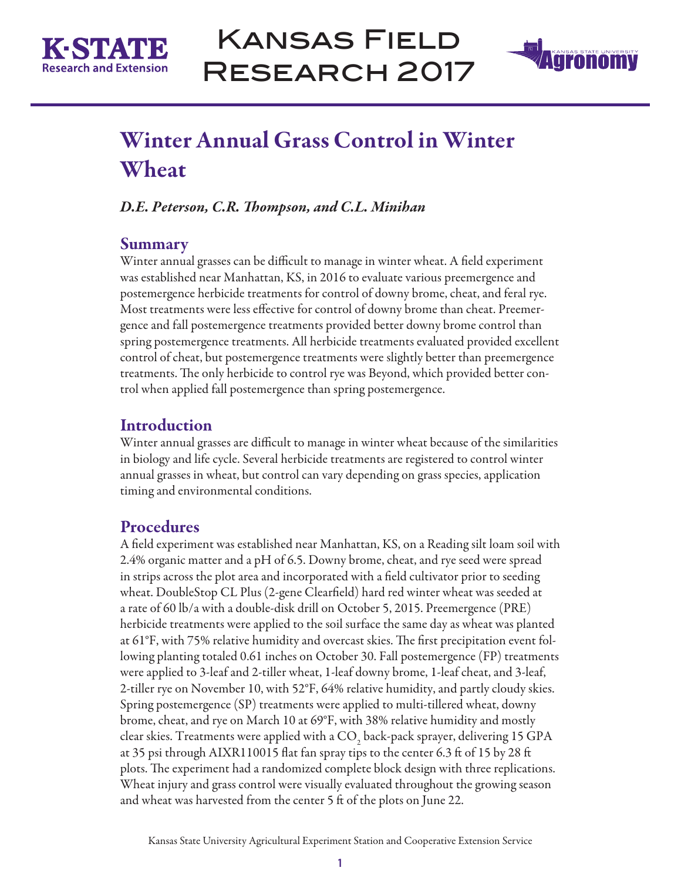# Winter Annual Grass Control in Winter Wheat

*D.E. Peterson, C.R. Thompson, and C.L. Minihan*

## Summary

Winter annual grasses can be difficult to manage in winter wheat. A field experiment was established near Manhattan, KS, in 2016 to evaluate various preemergence and postemergence herbicide treatments for control of downy brome, cheat, and feral rye. Most treatments were less effective for control of downy brome than cheat. Preemergence and fall postemergence treatments provided better downy brome control than spring postemergence treatments. All herbicide treatments evaluated provided excellent control of cheat, but postemergence treatments were slightly better than preemergence treatments. The only herbicide to control rye was Beyond, which provided better control when applied fall postemergence than spring postemergence.

## Introduction

Winter annual grasses are difficult to manage in winter wheat because of the similarities in biology and life cycle. Several herbicide treatments are registered to control winter annual grasses in wheat, but control can vary depending on grass species, application timing and environmental conditions.

## Procedures

A field experiment was established near Manhattan, KS, on a Reading silt loam soil with 2.4% organic matter and a pH of 6.5. Downy brome, cheat, and rye seed were spread in strips across the plot area and incorporated with a field cultivator prior to seeding wheat. DoubleStop CL Plus (2-gene Clearfield) hard red winter wheat was seeded at a rate of 60 lb/a with a double-disk drill on October 5, 2015. Preemergence (PRE) herbicide treatments were applied to the soil surface the same day as wheat was planted at 61°F, with 75% relative humidity and overcast skies. The first precipitation event following planting totaled 0.61 inches on October 30. Fall postemergence (FP) treatments were applied to 3-leaf and 2-tiller wheat, 1-leaf downy brome, 1-leaf cheat, and 3-leaf, 2-tiller rye on November 10, with 52°F, 64% relative humidity, and partly cloudy skies. Spring postemergence (SP) treatments were applied to multi-tillered wheat, downy brome, cheat, and rye on March 10 at 69°F, with 38% relative humidity and mostly clear skies. Treatments were applied with a $CO_2$ back-pack sprayer, delivering 15 GPA at 35 psi through AIXR110015 flat fan spray tips to the center 6.3 ft of 15 by 28 ft plots. The experiment had a randomized complete block design with three replications. Wheat injury and grass control were visually evaluated throughout the growing season and wheat was harvested from the center 5 ft of the plots on June 22.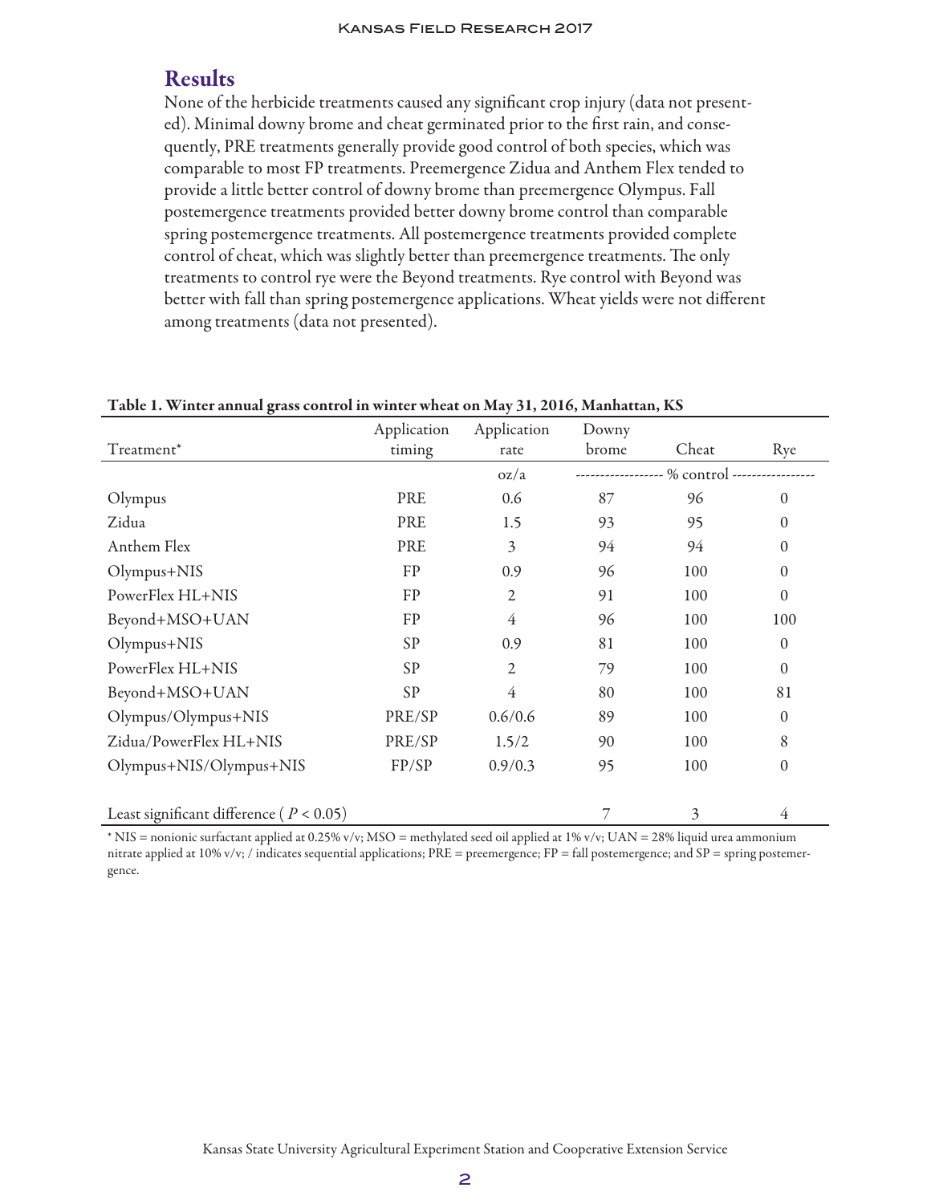## Results

None of the herbicide treatments caused any significant crop injury (data not presented). Minimal downy brome and cheat germinated prior to the first rain, and consequently, PRE treatments generally provide good control of both species, which was comparable to most FP treatments. Preemergence Zidua and Anthem Flex tended to provide a little better control of downy brome than preemergence Olympus. Fall postemergence treatments provided better downy brome control than comparable spring postemergence treatments. All postemergence treatments provided complete control of cheat, which was slightly better than preemergence treatments. The only treatments to control rye were the Beyond treatments. Rye control with Beyond was better with fall than spring postemergence applications. Wheat yields were not different among treatments (data not presented).

**Table 1. Winter annual grass control in winter wheat on May 31, 2016, Manhattan, KS**

| Treatment* | Application timing | Application rate | Downy brome | Cheat | Rye |
|---|---|---|---|---|---|
| | | oz/a | % control | | |
| Olympus | PRE | 0.6 | 87 | 96 | 0 |
| Zidua | PRE | 1.5 | 93 | 95 | 0 |
| Anthem Flex | PRE | 3 | 94 | 94 | 0 |
| Olympus+NIS | FP | 0.9 | 96 | 100 | 0 |
| PowerFlex HL+NIS | FP | 2 | 91 | 100 | 0 |
| Beyond+MSO+UAN | FP | 4 | 96 | 100 | 100 |
| Olympus+NIS | SP | 0.9 | 81 | 100 | 0 |
| PowerFlex HL+NIS | SP | 2 | 79 | 100 | 0 |
| Beyond+MSO+UAN | SP | 4 | 80 | 100 | 81 |
| Olympus/Olympus+NIS | PRE/SP | 0.6/0.6 | 89 | 100 | 0 |
| Zidua/PowerFlex HL+NIS | PRE/SP | 1.5/2 | 90 | 100 | 8 |
| Olympus+NIS/Olympus+NIS | FP/SP | 0.9/0.3 | 95 | 100 | 0 |
| Least significant difference ( $P < 0.05$) | | | 7 | 3 | 4 |

* NIS = nonionic surfactant applied at 0.25% v/v; MSO = methylated seed oil applied at 1% v/v; UAN = 28% liquid urea ammonium nitrate applied at 10% v/v; / indicates sequential applications; PRE = preemergence; FP = fall postemergence; and SP = spring postemergence.